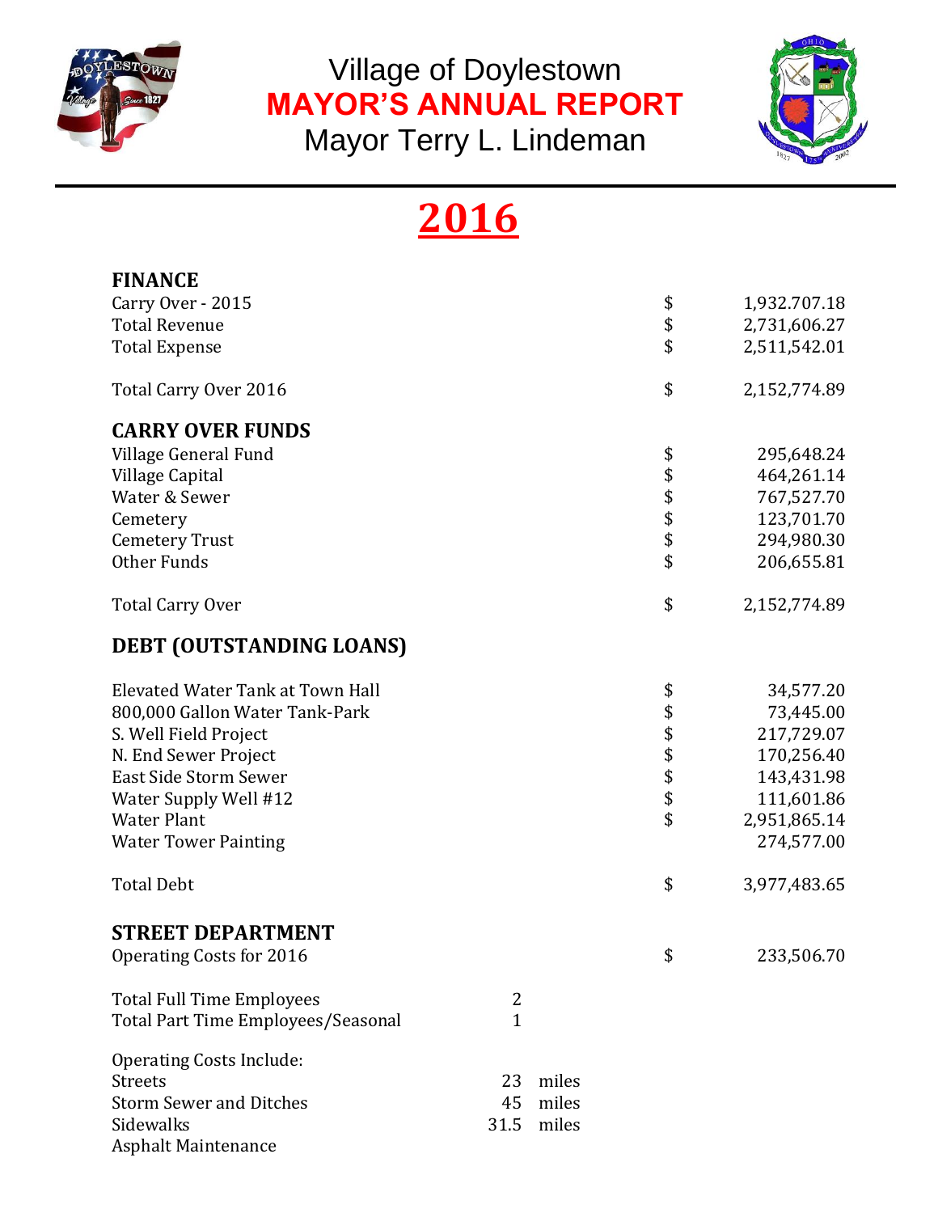# Village of Doylestown
## MAYOR'S ANNUAL REPORT
### Mayor Terry L. Lindeman

# 2016

## FINANCE

| | | |
|---|---|---|
| Carry Over - 2015 | $ | 1,932,707.18 |
| Total Revenue | $ | 2,731,606.27 |
| Total Expense | $ | 2,511,542.01 |
| | | |
| Total Carry Over 2016 | $ | 2,152,774.89 |

## CARRY OVER FUNDS

| | | |
|---|---|---|
| Village General Fund | $ | 295,648.24 |
| Village Capital | $ | 464,261.14 |
| Water & Sewer | $ | 767,527.70 |
| Cemetery | $ | 123,701.70 |
| Cemetery Trust | $ | 294,980.30 |
| Other Funds | $ | 206,655.81 |
| | | |
| Total Carry Over | $ | 2,152,774.89 |

## DEBT (OUTSTANDING LOANS)

| | | |
|---|---|---|
| Elevated Water Tank at Town Hall | $ | 34,577.20 |
| 800,000 Gallon Water Tank-Park | $ | 73,445.00 |
| S. Well Field Project | $ | 217,729.07 |
| N. End Sewer Project | $ | 170,256.40 |
| East Side Storm Sewer | $ | 143,431.98 |
| Water Supply Well #12 | $ | 111,601.86 |
| Water Plant | $ | 2,951,865.14 |
| Water Tower Painting | | 274,577.00 |
| | | |
| Total Debt | $ | 3,977,483.65 |

## STREET DEPARTMENT

| | | |
|---|---|---|
| Operating Costs for 2016 | $ | 233,506.70 |

| | |
|---|---|
| Total Full Time Employees | 2 |
| Total Part Time Employees/Seasonal | 1 |

Operating Costs Include:

| | | |
|---|---|---|
| Streets | 23 | miles |
| Storm Sewer and Ditches | 45 | miles |
| Sidewalks | 31.5 | miles |
| Asphalt Maintenance | | |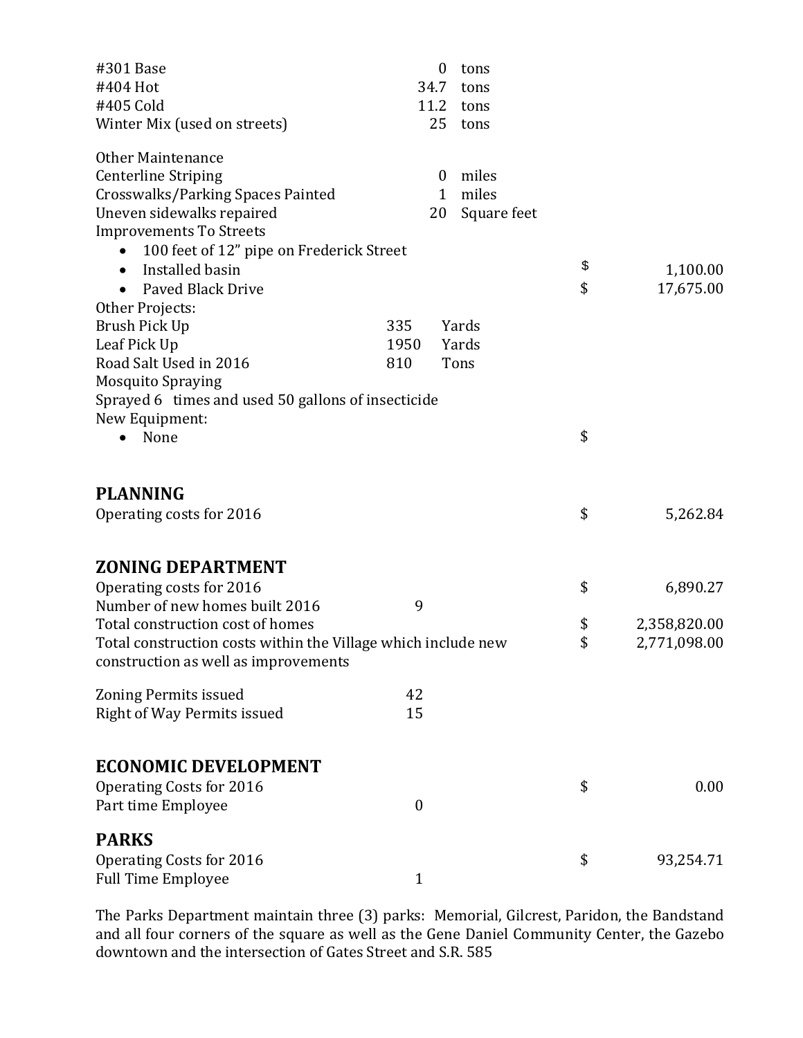| | | |
|---|---|---|
| #301 Base | 0 | tons |
| #404 Hot | 34.7 | tons |
| #405 Cold | 11.2 | tons |
| Winter Mix (used on streets) | 25 | tons |

Other Maintenance

| | | | |
|---|---|---|---|
| Centerline Striping | 0 | miles | |
| Crosswalks/Parking Spaces Painted | 1 | miles | |
| Uneven sidewalks repaired | 20 | Square feet | |

Improvements To Streets

- 100 feet of 12" pipe on Frederick Street
- Installed basin — $ 1,100.00
- Paved Black Drive — $ 17,675.00

Other Projects:

| | | |
|---|---|---|
| Brush Pick Up | 335 | Yards |
| Leaf Pick Up | 1950 | Yards |
| Road Salt Used in 2016 | 810 | Tons |

Mosquito Spraying

Sprayed 6 times and used 50 gallons of insecticide

New Equipment:

- None — $

## PLANNING

| | |
|---|---|
| Operating costs for 2016 | $ 5,262.84 |

## ZONING DEPARTMENT

| | | |
|---|---|---|
| Operating costs for 2016 | | $ 6,890.27 |
| Number of new homes built 2016 | 9 | |
| Total construction cost of homes | | $ 2,358,820.00 |
| Total construction costs within the Village which include new construction as well as improvements | | $ 2,771,098.00 |
| Zoning Permits issued | 42 | |
| Right of Way Permits issued | 15 | |

## ECONOMIC DEVELOPMENT

| | | |
|---|---|---|
| Operating Costs for 2016 | | $ 0.00 |
| Part time Employee | 0 | |

## PARKS

| | | |
|---|---|---|
| Operating Costs for 2016 | | $ 93,254.71 |
| Full Time Employee | 1 | |

The Parks Department maintain three (3) parks: Memorial, Gilcrest, Paridon, the Bandstand and all four corners of the square as well as the Gene Daniel Community Center, the Gazebo downtown and the intersection of Gates Street and S.R. 585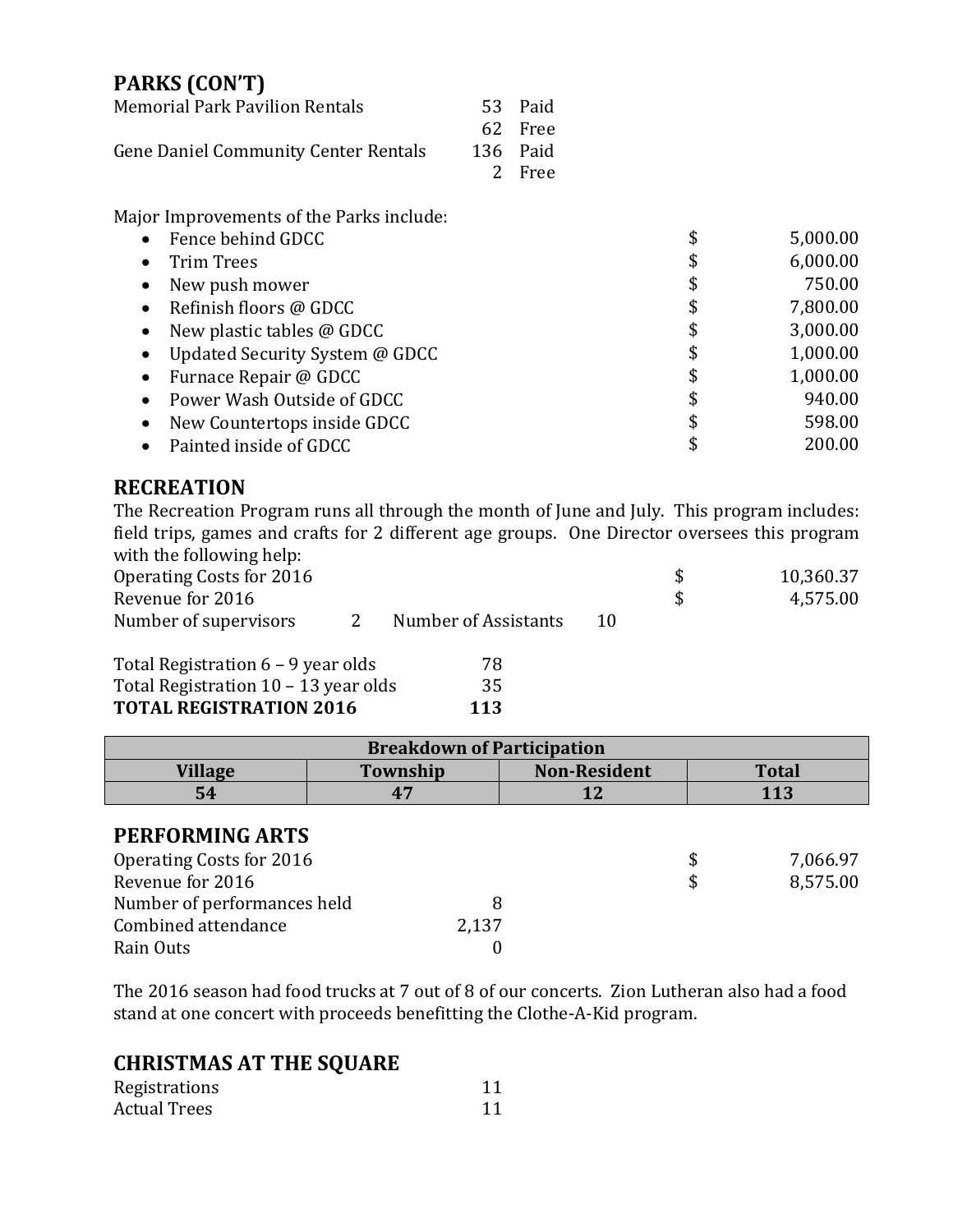## PARKS (CON'T)

| | | |
|---|---|---|
| Memorial Park Pavilion Rentals | 53 | Paid |
| | 62 | Free |
| Gene Daniel Community Center Rentals | 136 | Paid |
| | 2 | Free |

Major Improvements of the Parks include:

- Fence behind GDCC $ 5,000.00
- Trim Trees $ 6,000.00
- New push mower $ 750.00
- Refinish floors @ GDCC $ 7,800.00
- New plastic tables @ GDCC $ 3,000.00
- Updated Security System @ GDCC $ 1,000.00
- Furnace Repair @ GDCC $ 1,000.00
- Power Wash Outside of GDCC $ 940.00
- New Countertops inside GDCC $ 598.00
- Painted inside of GDCC $ 200.00

## RECREATION

The Recreation Program runs all through the month of June and July. This program includes: field trips, games and crafts for 2 different age groups. One Director oversees this program with the following help:

Operating Costs for 2016 $ 10,360.37
Revenue for 2016 $ 4,575.00
Number of supervisors 2 Number of Assistants 10

| | |
|---|---|
| Total Registration 6 – 9 year olds | 78 |
| Total Registration 10 – 13 year olds | 35 |
| **TOTAL REGISTRATION 2016** | **113** |

| Breakdown of Participation | | | |
|---|---|---|---|
| **Village** | **Township** | **Non-Resident** | **Total** |
| **54** | **47** | **12** | **113** |

## PERFORMING ARTS

Operating Costs for 2016 $ 7,066.97
Revenue for 2016 $ 8,575.00

| | |
|---|---|
| Number of performances held | 8 |
| Combined attendance | 2,137 |
| Rain Outs | 0 |

The 2016 season had food trucks at 7 out of 8 of our concerts. Zion Lutheran also had a food stand at one concert with proceeds benefitting the Clothe-A-Kid program.

## CHRISTMAS AT THE SQUARE

| | |
|---|---|
| Registrations | 11 |
| Actual Trees | 11 |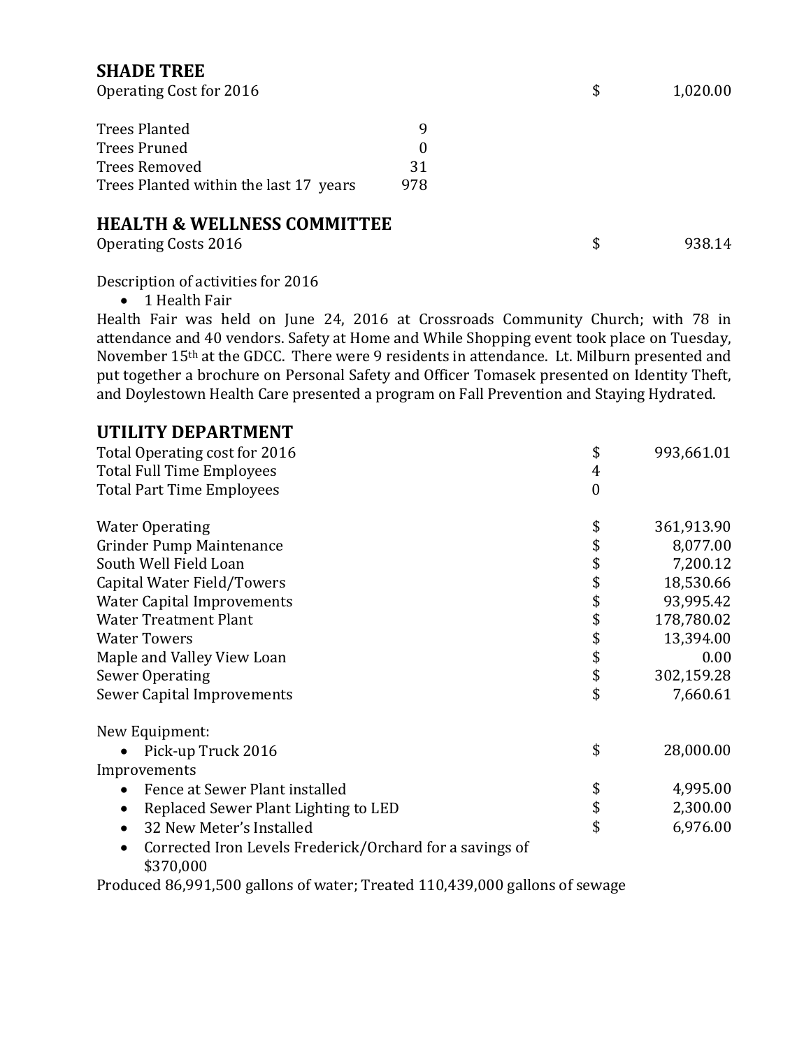## SHADE TREE

| | | | |
|---|---|---|---|
| Operating Cost for 2016 | | $ | 1,020.00 |
| Trees Planted | 9 | | |
| Trees Pruned | 0 | | |
| Trees Removed | 31 | | |
| Trees Planted within the last 17 years | 978 | | |

## HEALTH & WELLNESS COMMITTEE

| | | |
|---|---|---|
| Operating Costs 2016 | $ | 938.14 |

Description of activities for 2016

- 1 Health Fair

Health Fair was held on June 24, 2016 at Crossroads Community Church; with 78 in attendance and 40 vendors. Safety at Home and While Shopping event took place on Tuesday, November 15th at the GDCC. There were 9 residents in attendance. Lt. Milburn presented and put together a brochure on Personal Safety and Officer Tomasek presented on Identity Theft, and Doylestown Health Care presented a program on Fall Prevention and Staying Hydrated.

## UTILITY DEPARTMENT

| | | |
|---|---|---|
| Total Operating cost for 2016 | $ | 993,661.01 |
| Total Full Time Employees | 4 | |
| Total Part Time Employees | 0 | |
| Water Operating | $ | 361,913.90 |
| Grinder Pump Maintenance | $ | 8,077.00 |
| South Well Field Loan | $ | 7,200.12 |
| Capital Water Field/Towers | $ | 18,530.66 |
| Water Capital Improvements | $ | 93,995.42 |
| Water Treatment Plant | $ | 178,780.02 |
| Water Towers | $ | 13,394.00 |
| Maple and Valley View Loan | $ | 0.00 |
| Sewer Operating | $ | 302,159.28 |
| Sewer Capital Improvements | $ | 7,660.61 |

New Equipment:

- Pick-up Truck 2016 — $ 28,000.00

Improvements

- Fence at Sewer Plant installed — $ 4,995.00
- Replaced Sewer Plant Lighting to LED — $ 2,300.00
- 32 New Meter's Installed — $ 6,976.00
- Corrected Iron Levels Frederick/Orchard for a savings of $370,000

Produced 86,991,500 gallons of water; Treated 110,439,000 gallons of sewage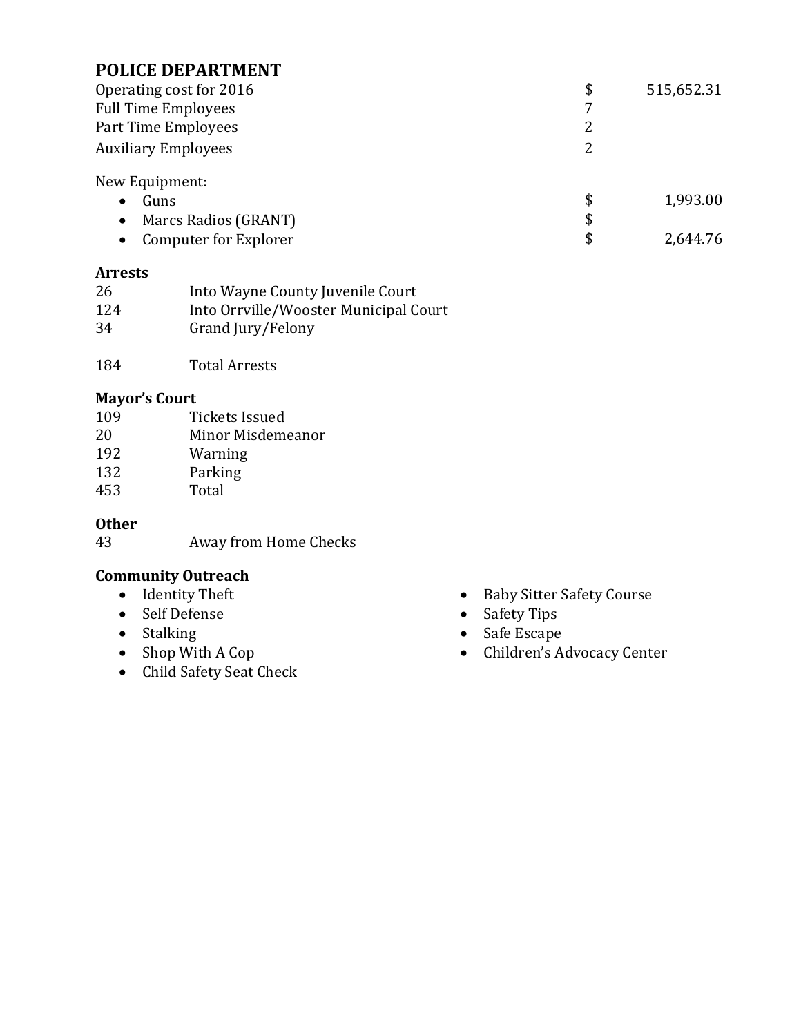## POLICE DEPARTMENT

| | | |
|---|---|---|
| Operating cost for 2016 | $ | 515,652.31 |
| Full Time Employees | 7 | |
| Part Time Employees | 2 | |
| Auxiliary Employees | 2 | |

New Equipment:

| | | |
|---|---|---|
| • Guns | $ | 1,993.00 |
| • Marcs Radios (GRANT) | $ | |
| • Computer for Explorer | $ | 2,644.76 |

### Arrests

| | |
|---|---|
| 26 | Into Wayne County Juvenile Court |
| 124 | Into Orrville/Wooster Municipal Court |
| 34 | Grand Jury/Felony |
| 184 | Total Arrests |

### Mayor's Court

| | |
|---|---|
| 109 | Tickets Issued |
| 20 | Minor Misdemeanor |
| 192 | Warning |
| 132 | Parking |
| 453 | Total |

### Other

43 Away from Home Checks

### Community Outreach

- Identity Theft
- Self Defense
- Stalking
- Shop With A Cop
- Child Safety Seat Check
- Baby Sitter Safety Course
- Safety Tips
- Safe Escape
- Children's Advocacy Center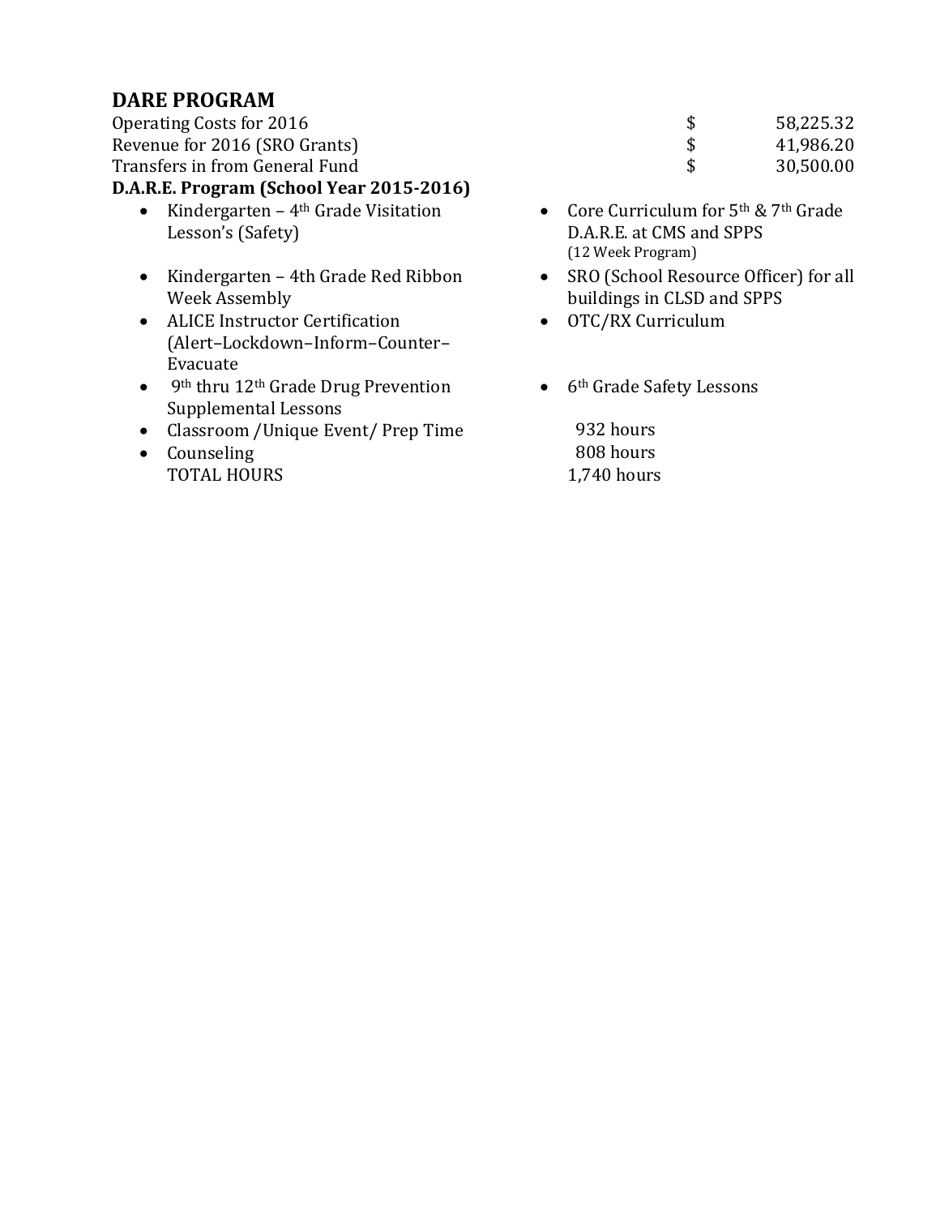## DARE PROGRAM

| | | |
|---|---|---|
| Operating Costs for 2016 | $ | 58,225.32 |
| Revenue for 2016 (SRO Grants) | $ | 41,986.20 |
| Transfers in from General Fund | $ | 30,500.00 |

**D.A.R.E. Program (School Year 2015-2016)**

- Kindergarten – 4th Grade Visitation Lesson's (Safety)
- Kindergarten – 4th Grade Red Ribbon Week Assembly
- ALICE Instructor Certification (Alert–Lockdown–Inform–Counter–Evacuate
- 9th thru 12th Grade Drug Prevention Supplemental Lessons
- Core Curriculum for 5th & 7th Grade D.A.R.E. at CMS and SPPS (12 Week Program)
- SRO (School Resource Officer) for all buildings in CLSD and SPPS
- OTC/RX Curriculum
- 6th Grade Safety Lessons

| | |
|---|---|
| Classroom /Unique Event/ Prep Time | 932 hours |
| Counseling | 808 hours |
| TOTAL HOURS | 1,740 hours |